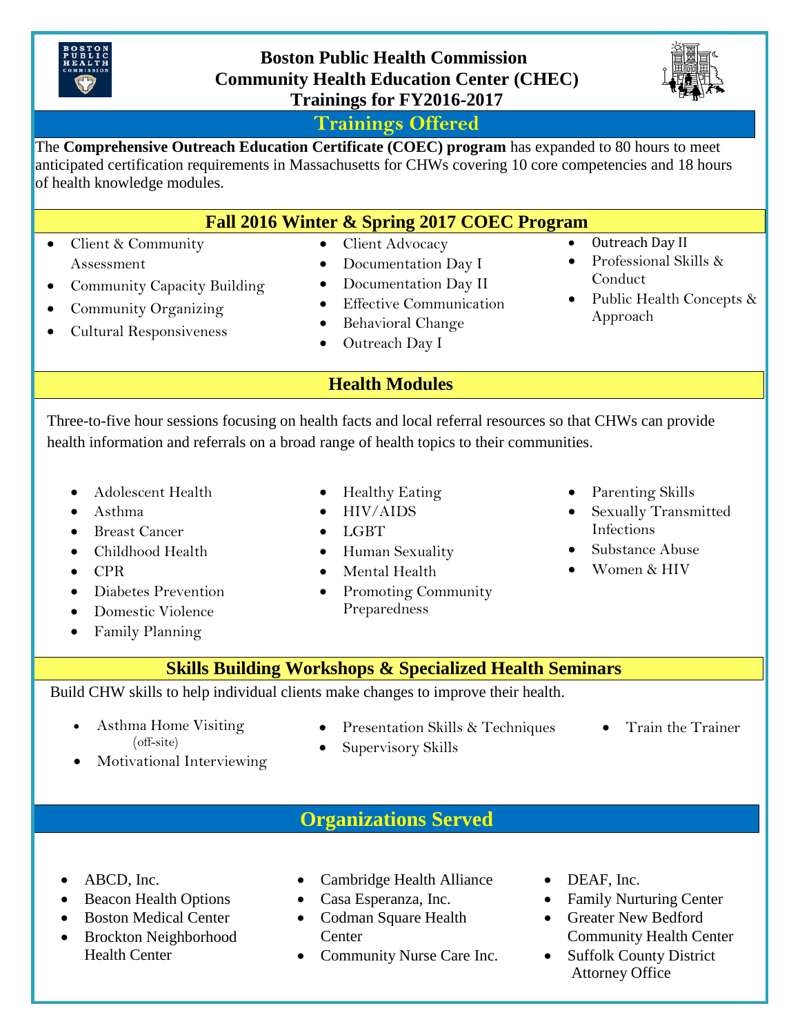# Boston Public Health Commission
# Community Health Education Center (CHEC)
# Trainings for FY2016-2017

## Trainings Offered

The **Comprehensive Outreach Education Certificate (COEC) program** has expanded to 80 hours to meet anticipated certification requirements in Massachusetts for CHWs covering 10 core competencies and 18 hours of health knowledge modules.

### Fall 2016 Winter & Spring 2017 COEC Program

- Client & Community Assessment
- Community Capacity Building
- Community Organizing
- Cultural Responsiveness
- Client Advocacy
- Documentation Day I
- Documentation Day II
- Effective Communication
- Behavioral Change
- Outreach Day I
- Outreach Day II
- Professional Skills & Conduct
- Public Health Concepts & Approach

### Health Modules

Three-to-five hour sessions focusing on health facts and local referral resources so that CHWs can provide health information and referrals on a broad range of health topics to their communities.

- Adolescent Health
- Asthma
- Breast Cancer
- Childhood Health
- CPR
- Diabetes Prevention
- Domestic Violence
- Family Planning
- Healthy Eating
- HIV/AIDS
- LGBT
- Human Sexuality
- Mental Health
- Promoting Community Preparedness
- Parenting Skills
- Sexually Transmitted Infections
- Substance Abuse
- Women & HIV

### Skills Building Workshops & Specialized Health Seminars

Build CHW skills to help individual clients make changes to improve their health.

- Asthma Home Visiting (off-site)
- Motivational Interviewing
- Presentation Skills & Techniques
- Supervisory Skills
- Train the Trainer

## Organizations Served

- ABCD, Inc.
- Beacon Health Options
- Boston Medical Center
- Brockton Neighborhood Health Center
- Cambridge Health Alliance
- Casa Esperanza, Inc.
- Codman Square Health Center
- Community Nurse Care Inc.
- DEAF, Inc.
- Family Nurturing Center
- Greater New Bedford Community Health Center
- Suffolk County District Attorney Office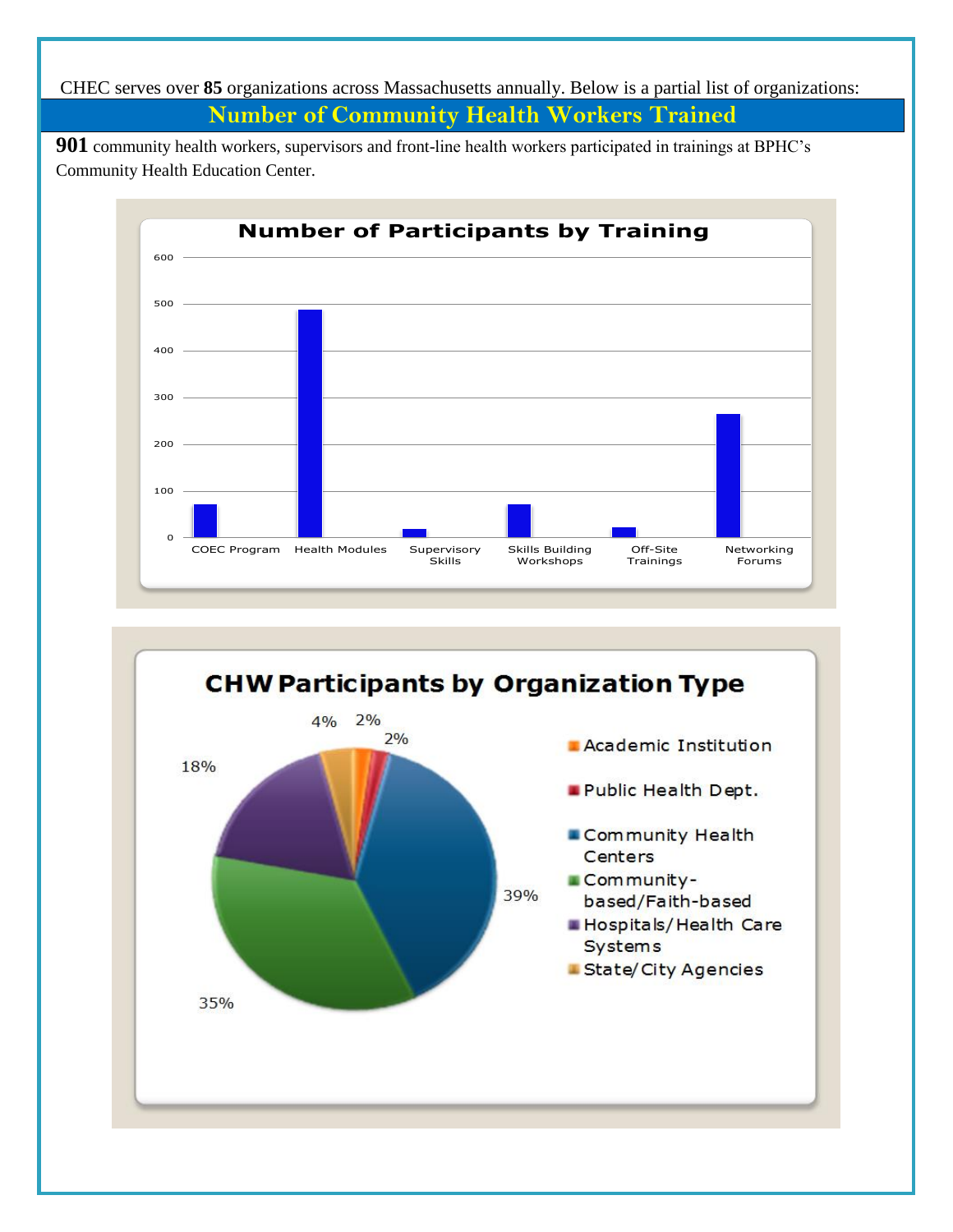CHEC serves over **85** organizations across Massachusetts annually. Below is a partial list of organizations:

## Number of Community Health Workers Trained

**901** community health workers, supervisors and front-line health workers participated in trainings at BPHC's Community Health Education Center.

Number of Participants by Training

600
500
400
300
200
100
0

COEC Program
Health Modules
Supervisory Skills
Skills Building Workshops
Off-Site Trainings
Networking Forums

CHW Participants by Organization Type

4%
2%
2%
18%
39%
35%

Academic Institution
Public Health Dept.
Community Health Centers
Community-based/Faith-based
Hospitals/Health Care Systems
State/City Agencies